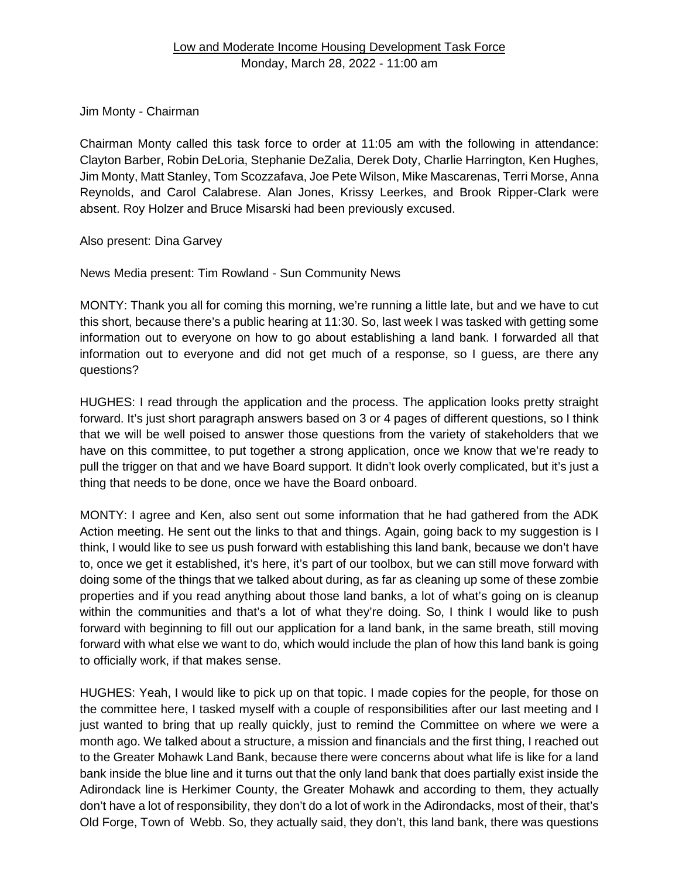<u>Low and Moderate Income Housing Development Task Force</u>

Monday, March 28, 2022 - 11:00 am

Jim Monty - Chairman

Chairman Monty called this task force to order at 11:05 am with the following in attendance: Clayton Barber, Robin DeLoria, Stephanie DeZalia, Derek Doty, Charlie Harrington, Ken Hughes, Jim Monty, Matt Stanley, Tom Scozzafava, Joe Pete Wilson, Mike Mascarenas, Terri Morse, Anna Reynolds, and Carol Calabrese. Alan Jones, Krissy Leerkes, and Brook Ripper-Clark were absent. Roy Holzer and Bruce Misarski had been previously excused.

Also present: Dina Garvey

News Media present: Tim Rowland - Sun Community News

MONTY: Thank you all for coming this morning, we're running a little late, but and we have to cut this short, because there's a public hearing at 11:30. So, last week I was tasked with getting some information out to everyone on how to go about establishing a land bank. I forwarded all that information out to everyone and did not get much of a response, so I guess, are there any questions?

HUGHES: I read through the application and the process. The application looks pretty straight forward. It's just short paragraph answers based on 3 or 4 pages of different questions, so I think that we will be well poised to answer those questions from the variety of stakeholders that we have on this committee, to put together a strong application, once we know that we're ready to pull the trigger on that and we have Board support. It didn't look overly complicated, but it's just a thing that needs to be done, once we have the Board onboard.

MONTY: I agree and Ken, also sent out some information that he had gathered from the ADK Action meeting. He sent out the links to that and things. Again, going back to my suggestion is I think, I would like to see us push forward with establishing this land bank, because we don't have to, once we get it established, it's here, it's part of our toolbox, but we can still move forward with doing some of the things that we talked about during, as far as cleaning up some of these zombie properties and if you read anything about those land banks, a lot of what's going on is cleanup within the communities and that's a lot of what they're doing. So, I think I would like to push forward with beginning to fill out our application for a land bank, in the same breath, still moving forward with what else we want to do, which would include the plan of how this land bank is going to officially work, if that makes sense.

HUGHES: Yeah, I would like to pick up on that topic. I made copies for the people, for those on the committee here, I tasked myself with a couple of responsibilities after our last meeting and I just wanted to bring that up really quickly, just to remind the Committee on where we were a month ago. We talked about a structure, a mission and financials and the first thing, I reached out to the Greater Mohawk Land Bank, because there were concerns about what life is like for a land bank inside the blue line and it turns out that the only land bank that does partially exist inside the Adirondack line is Herkimer County, the Greater Mohawk and according to them, they actually don't have a lot of responsibility, they don't do a lot of work in the Adirondacks, most of their, that's Old Forge, Town of Webb. So, they actually said, they don't, this land bank, there was questions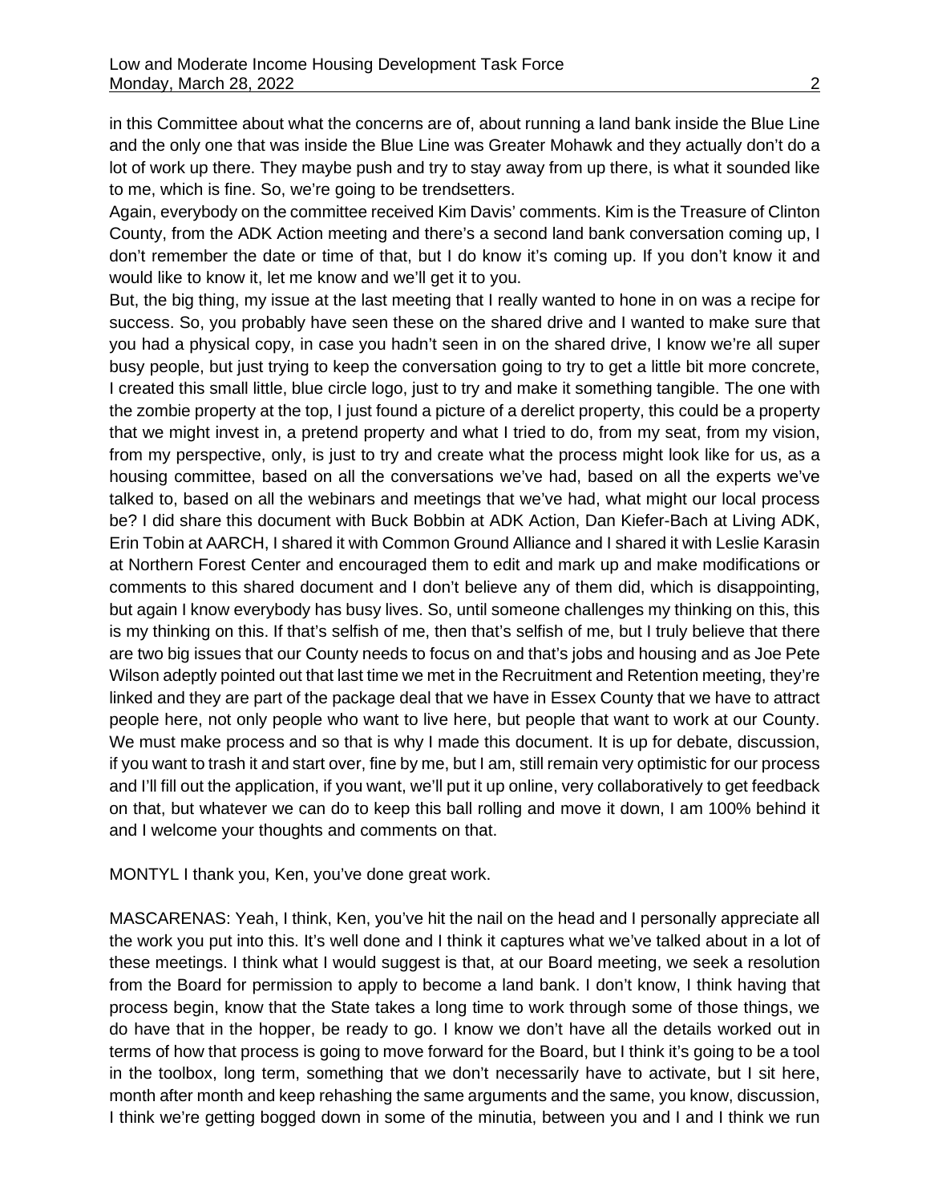in this Committee about what the concerns are of, about running a land bank inside the Blue Line and the only one that was inside the Blue Line was Greater Mohawk and they actually don't do a lot of work up there. They maybe push and try to stay away from up there, is what it sounded like to me, which is fine. So, we're going to be trendsetters.

Again, everybody on the committee received Kim Davis' comments. Kim is the Treasure of Clinton County, from the ADK Action meeting and there's a second land bank conversation coming up, I don't remember the date or time of that, but I do know it's coming up. If you don't know it and would like to know it, let me know and we'll get it to you.

But, the big thing, my issue at the last meeting that I really wanted to hone in on was a recipe for success. So, you probably have seen these on the shared drive and I wanted to make sure that you had a physical copy, in case you hadn't seen in on the shared drive, I know we're all super busy people, but just trying to keep the conversation going to try to get a little bit more concrete, I created this small little, blue circle logo, just to try and make it something tangible. The one with the zombie property at the top, I just found a picture of a derelict property, this could be a property that we might invest in, a pretend property and what I tried to do, from my seat, from my vision, from my perspective, only, is just to try and create what the process might look like for us, as a housing committee, based on all the conversations we've had, based on all the experts we've talked to, based on all the webinars and meetings that we've had, what might our local process be? I did share this document with Buck Bobbin at ADK Action, Dan Kiefer-Bach at Living ADK, Erin Tobin at AARCH, I shared it with Common Ground Alliance and I shared it with Leslie Karasin at Northern Forest Center and encouraged them to edit and mark up and make modifications or comments to this shared document and I don't believe any of them did, which is disappointing, but again I know everybody has busy lives. So, until someone challenges my thinking on this, this is my thinking on this. If that's selfish of me, then that's selfish of me, but I truly believe that there are two big issues that our County needs to focus on and that's jobs and housing and as Joe Pete Wilson adeptly pointed out that last time we met in the Recruitment and Retention meeting, they're linked and they are part of the package deal that we have in Essex County that we have to attract people here, not only people who want to live here, but people that want to work at our County. We must make process and so that is why I made this document. It is up for debate, discussion, if you want to trash it and start over, fine by me, but I am, still remain very optimistic for our process and I'll fill out the application, if you want, we'll put it up online, very collaboratively to get feedback on that, but whatever we can do to keep this ball rolling and move it down, I am 100% behind it and I welcome your thoughts and comments on that.

MONTYL I thank you, Ken, you've done great work.

MASCARENAS: Yeah, I think, Ken, you've hit the nail on the head and I personally appreciate all the work you put into this. It's well done and I think it captures what we've talked about in a lot of these meetings. I think what I would suggest is that, at our Board meeting, we seek a resolution from the Board for permission to apply to become a land bank. I don't know, I think having that process begin, know that the State takes a long time to work through some of those things, we do have that in the hopper, be ready to go. I know we don't have all the details worked out in terms of how that process is going to move forward for the Board, but I think it's going to be a tool in the toolbox, long term, something that we don't necessarily have to activate, but I sit here, month after month and keep rehashing the same arguments and the same, you know, discussion, I think we're getting bogged down in some of the minutia, between you and I and I think we run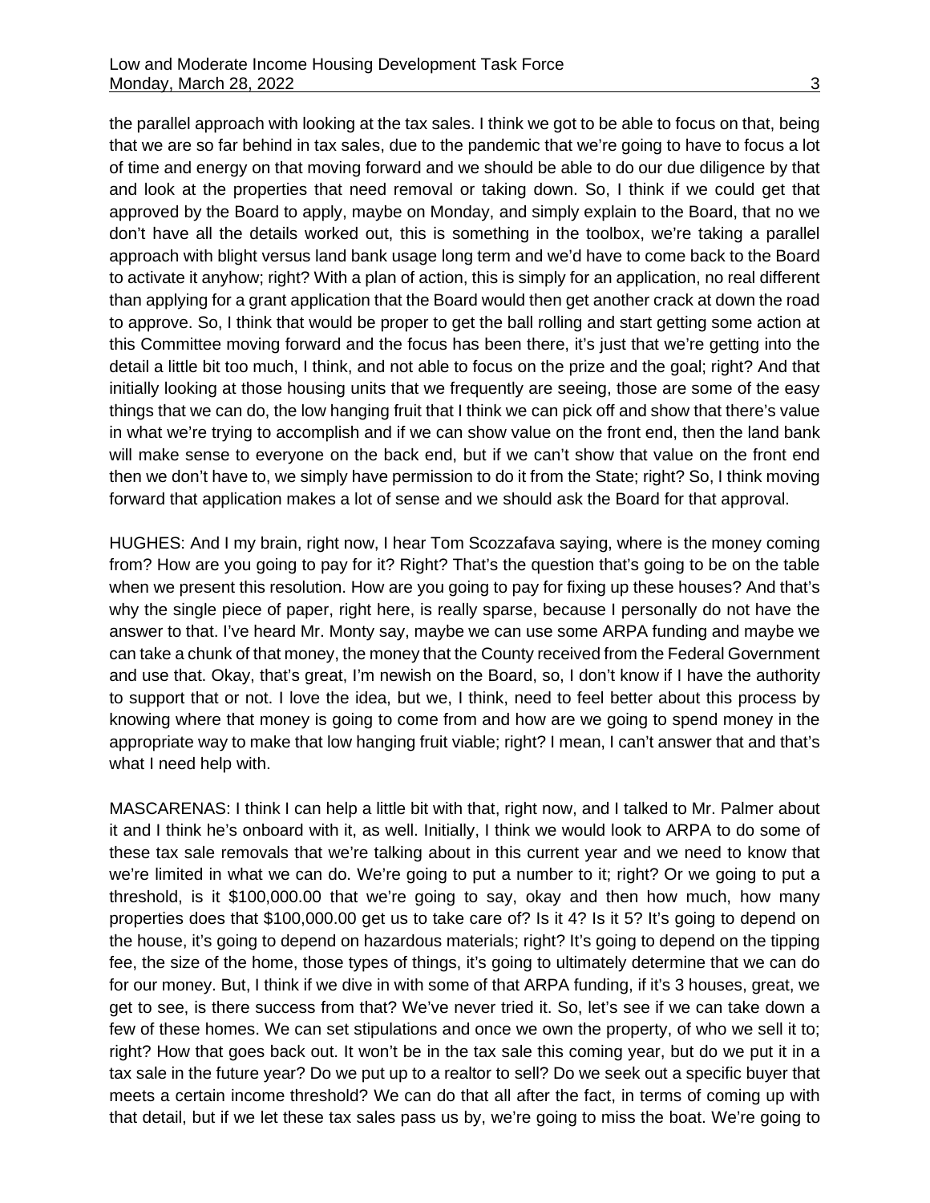the parallel approach with looking at the tax sales. I think we got to be able to focus on that, being that we are so far behind in tax sales, due to the pandemic that we're going to have to focus a lot of time and energy on that moving forward and we should be able to do our due diligence by that and look at the properties that need removal or taking down. So, I think if we could get that approved by the Board to apply, maybe on Monday, and simply explain to the Board, that no we don't have all the details worked out, this is something in the toolbox, we're taking a parallel approach with blight versus land bank usage long term and we'd have to come back to the Board to activate it anyhow; right? With a plan of action, this is simply for an application, no real different than applying for a grant application that the Board would then get another crack at down the road to approve. So, I think that would be proper to get the ball rolling and start getting some action at this Committee moving forward and the focus has been there, it's just that we're getting into the detail a little bit too much, I think, and not able to focus on the prize and the goal; right? And that initially looking at those housing units that we frequently are seeing, those are some of the easy things that we can do, the low hanging fruit that I think we can pick off and show that there's value in what we're trying to accomplish and if we can show value on the front end, then the land bank will make sense to everyone on the back end, but if we can't show that value on the front end then we don't have to, we simply have permission to do it from the State; right? So, I think moving forward that application makes a lot of sense and we should ask the Board for that approval.

HUGHES: And I my brain, right now, I hear Tom Scozzafava saying, where is the money coming from? How are you going to pay for it? Right? That's the question that's going to be on the table when we present this resolution. How are you going to pay for fixing up these houses? And that's why the single piece of paper, right here, is really sparse, because I personally do not have the answer to that. I've heard Mr. Monty say, maybe we can use some ARPA funding and maybe we can take a chunk of that money, the money that the County received from the Federal Government and use that. Okay, that's great, I'm newish on the Board, so, I don't know if I have the authority to support that or not. I love the idea, but we, I think, need to feel better about this process by knowing where that money is going to come from and how are we going to spend money in the appropriate way to make that low hanging fruit viable; right? I mean, I can't answer that and that's what I need help with.

MASCARENAS: I think I can help a little bit with that, right now, and I talked to Mr. Palmer about it and I think he's onboard with it, as well. Initially, I think we would look to ARPA to do some of these tax sale removals that we're talking about in this current year and we need to know that we're limited in what we can do. We're going to put a number to it; right? Or we going to put a threshold, is it $100,000.00 that we're going to say, okay and then how much, how many properties does that $100,000.00 get us to take care of? Is it 4? Is it 5? It's going to depend on the house, it's going to depend on hazardous materials; right? It's going to depend on the tipping fee, the size of the home, those types of things, it's going to ultimately determine that we can do for our money. But, I think if we dive in with some of that ARPA funding, if it's 3 houses, great, we get to see, is there success from that? We've never tried it. So, let's see if we can take down a few of these homes. We can set stipulations and once we own the property, of who we sell it to; right? How that goes back out. It won't be in the tax sale this coming year, but do we put it in a tax sale in the future year? Do we put up to a realtor to sell? Do we seek out a specific buyer that meets a certain income threshold? We can do that all after the fact, in terms of coming up with that detail, but if we let these tax sales pass us by, we're going to miss the boat. We're going to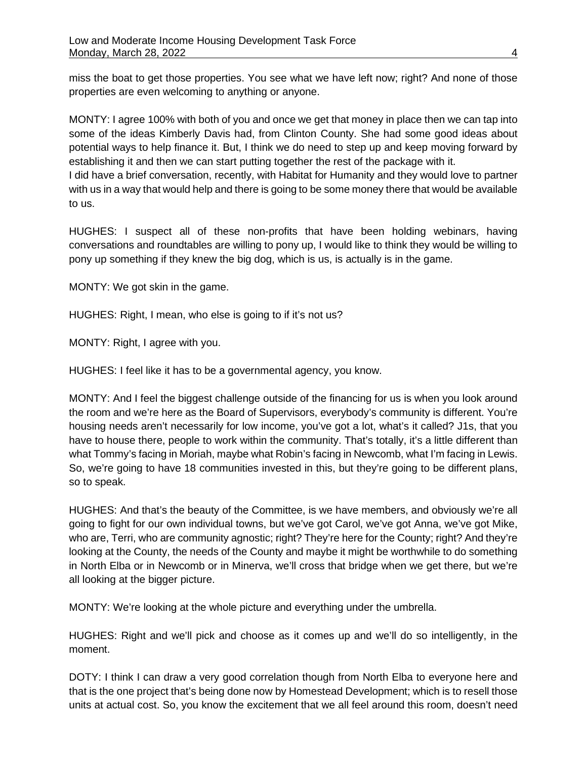miss the boat to get those properties. You see what we have left now; right? And none of those properties are even welcoming to anything or anyone.

MONTY: I agree 100% with both of you and once we get that money in place then we can tap into some of the ideas Kimberly Davis had, from Clinton County. She had some good ideas about potential ways to help finance it. But, I think we do need to step up and keep moving forward by establishing it and then we can start putting together the rest of the package with it.
I did have a brief conversation, recently, with Habitat for Humanity and they would love to partner with us in a way that would help and there is going to be some money there that would be available to us.

HUGHES: I suspect all of these non-profits that have been holding webinars, having conversations and roundtables are willing to pony up, I would like to think they would be willing to pony up something if they knew the big dog, which is us, is actually is in the game.

MONTY: We got skin in the game.

HUGHES: Right, I mean, who else is going to if it's not us?

MONTY: Right, I agree with you.

HUGHES: I feel like it has to be a governmental agency, you know.

MONTY: And I feel the biggest challenge outside of the financing for us is when you look around the room and we're here as the Board of Supervisors, everybody's community is different. You're housing needs aren't necessarily for low income, you've got a lot, what's it called? J1s, that you have to house there, people to work within the community. That's totally, it's a little different than what Tommy's facing in Moriah, maybe what Robin's facing in Newcomb, what I'm facing in Lewis. So, we're going to have 18 communities invested in this, but they're going to be different plans, so to speak.

HUGHES: And that's the beauty of the Committee, is we have members, and obviously we're all going to fight for our own individual towns, but we've got Carol, we've got Anna, we've got Mike, who are, Terri, who are community agnostic; right? They're here for the County; right? And they're looking at the County, the needs of the County and maybe it might be worthwhile to do something in North Elba or in Newcomb or in Minerva, we'll cross that bridge when we get there, but we're all looking at the bigger picture.

MONTY: We're looking at the whole picture and everything under the umbrella.

HUGHES: Right and we'll pick and choose as it comes up and we'll do so intelligently, in the moment.

DOTY: I think I can draw a very good correlation though from North Elba to everyone here and that is the one project that's being done now by Homestead Development; which is to resell those units at actual cost. So, you know the excitement that we all feel around this room, doesn't need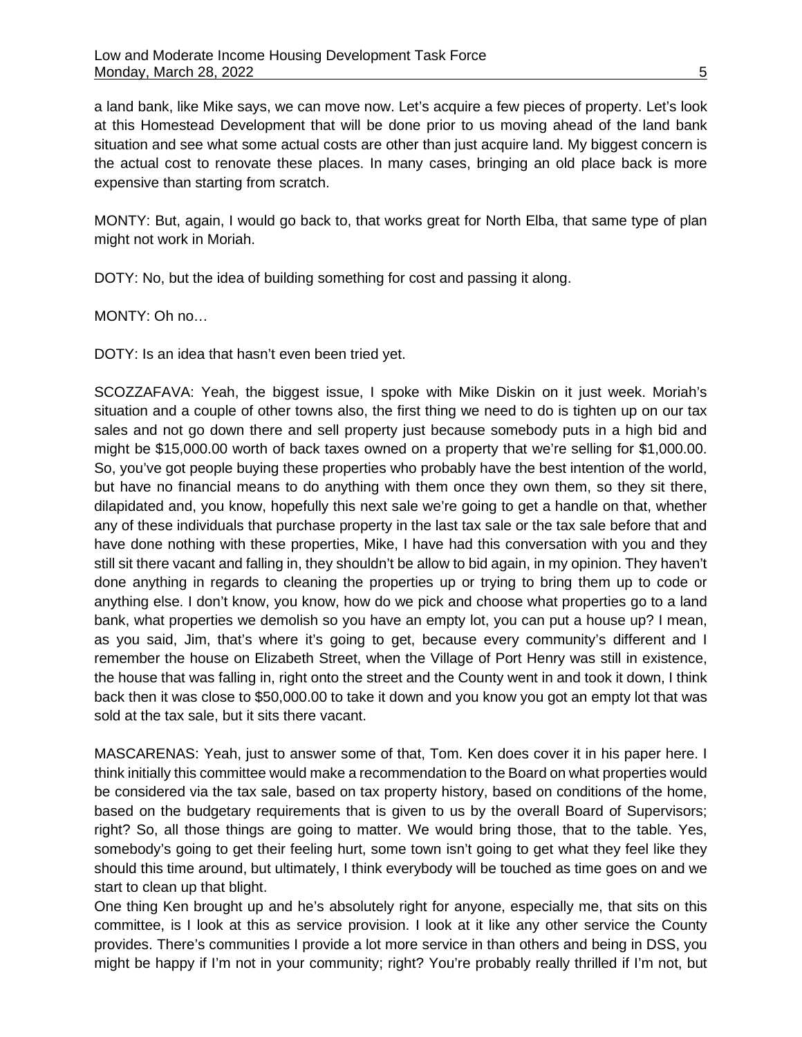a land bank, like Mike says, we can move now. Let's acquire a few pieces of property. Let's look at this Homestead Development that will be done prior to us moving ahead of the land bank situation and see what some actual costs are other than just acquire land. My biggest concern is the actual cost to renovate these places. In many cases, bringing an old place back is more expensive than starting from scratch.

MONTY: But, again, I would go back to, that works great for North Elba, that same type of plan might not work in Moriah.

DOTY: No, but the idea of building something for cost and passing it along.

MONTY: Oh no…

DOTY: Is an idea that hasn't even been tried yet.

SCOZZAFAVA: Yeah, the biggest issue, I spoke with Mike Diskin on it just week. Moriah's situation and a couple of other towns also, the first thing we need to do is tighten up on our tax sales and not go down there and sell property just because somebody puts in a high bid and might be $15,000.00 worth of back taxes owned on a property that we're selling for $1,000.00. So, you've got people buying these properties who probably have the best intention of the world, but have no financial means to do anything with them once they own them, so they sit there, dilapidated and, you know, hopefully this next sale we're going to get a handle on that, whether any of these individuals that purchase property in the last tax sale or the tax sale before that and have done nothing with these properties, Mike, I have had this conversation with you and they still sit there vacant and falling in, they shouldn't be allow to bid again, in my opinion. They haven't done anything in regards to cleaning the properties up or trying to bring them up to code or anything else. I don't know, you know, how do we pick and choose what properties go to a land bank, what properties we demolish so you have an empty lot, you can put a house up? I mean, as you said, Jim, that's where it's going to get, because every community's different and I remember the house on Elizabeth Street, when the Village of Port Henry was still in existence, the house that was falling in, right onto the street and the County went in and took it down, I think back then it was close to $50,000.00 to take it down and you know you got an empty lot that was sold at the tax sale, but it sits there vacant.

MASCARENAS: Yeah, just to answer some of that, Tom. Ken does cover it in his paper here. I think initially this committee would make a recommendation to the Board on what properties would be considered via the tax sale, based on tax property history, based on conditions of the home, based on the budgetary requirements that is given to us by the overall Board of Supervisors; right? So, all those things are going to matter. We would bring those, that to the table. Yes, somebody's going to get their feeling hurt, some town isn't going to get what they feel like they should this time around, but ultimately, I think everybody will be touched as time goes on and we start to clean up that blight.

One thing Ken brought up and he's absolutely right for anyone, especially me, that sits on this committee, is I look at this as service provision. I look at it like any other service the County provides. There's communities I provide a lot more service in than others and being in DSS, you might be happy if I'm not in your community; right? You're probably really thrilled if I'm not, but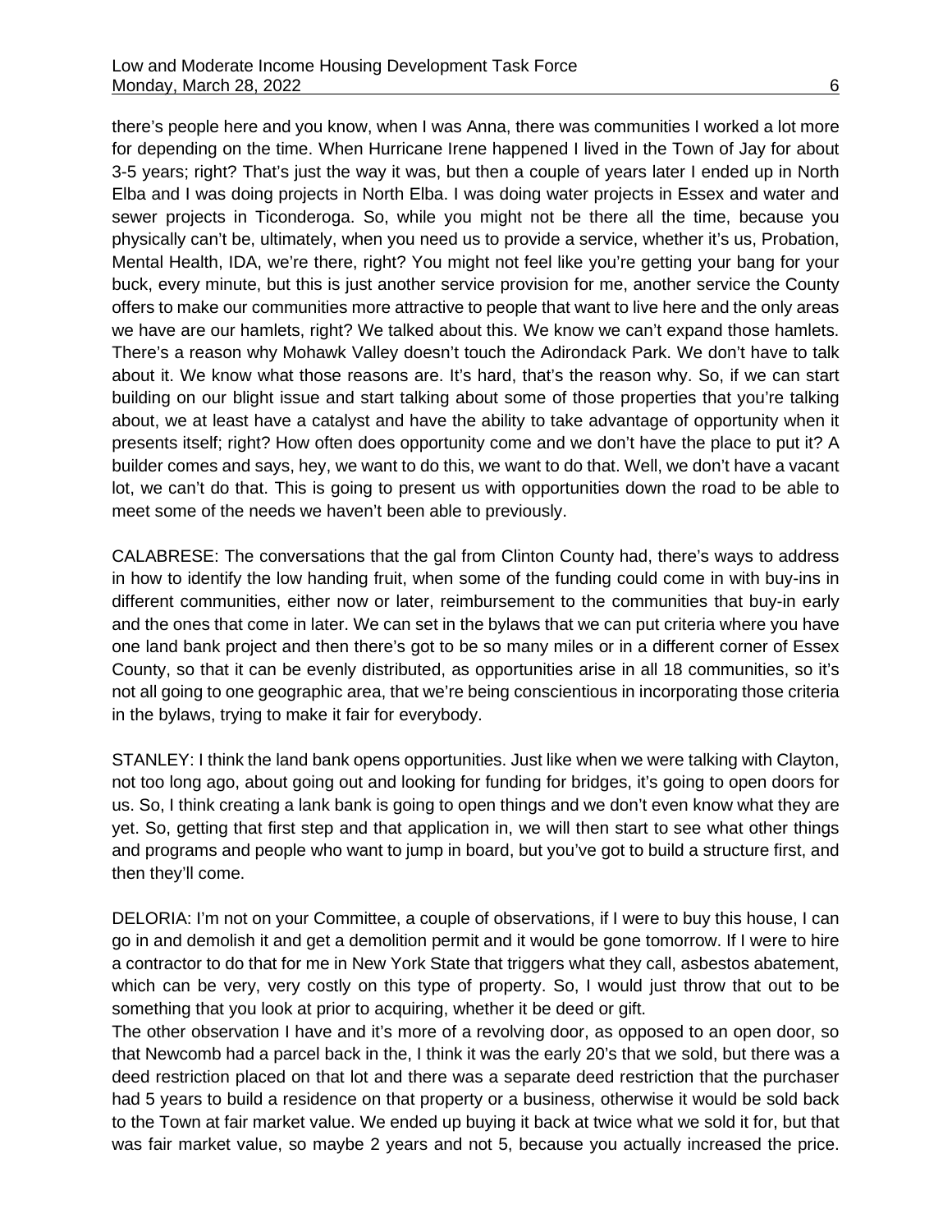there's people here and you know, when I was Anna, there was communities I worked a lot more for depending on the time. When Hurricane Irene happened I lived in the Town of Jay for about 3-5 years; right? That's just the way it was, but then a couple of years later I ended up in North Elba and I was doing projects in North Elba. I was doing water projects in Essex and water and sewer projects in Ticonderoga. So, while you might not be there all the time, because you physically can't be, ultimately, when you need us to provide a service, whether it's us, Probation, Mental Health, IDA, we're there, right? You might not feel like you're getting your bang for your buck, every minute, but this is just another service provision for me, another service the County offers to make our communities more attractive to people that want to live here and the only areas we have are our hamlets, right? We talked about this. We know we can't expand those hamlets. There's a reason why Mohawk Valley doesn't touch the Adirondack Park. We don't have to talk about it. We know what those reasons are. It's hard, that's the reason why. So, if we can start building on our blight issue and start talking about some of those properties that you're talking about, we at least have a catalyst and have the ability to take advantage of opportunity when it presents itself; right? How often does opportunity come and we don't have the place to put it? A builder comes and says, hey, we want to do this, we want to do that. Well, we don't have a vacant lot, we can't do that. This is going to present us with opportunities down the road to be able to meet some of the needs we haven't been able to previously.

CALABRESE: The conversations that the gal from Clinton County had, there's ways to address in how to identify the low handing fruit, when some of the funding could come in with buy-ins in different communities, either now or later, reimbursement to the communities that buy-in early and the ones that come in later. We can set in the bylaws that we can put criteria where you have one land bank project and then there's got to be so many miles or in a different corner of Essex County, so that it can be evenly distributed, as opportunities arise in all 18 communities, so it's not all going to one geographic area, that we're being conscientious in incorporating those criteria in the bylaws, trying to make it fair for everybody.

STANLEY: I think the land bank opens opportunities. Just like when we were talking with Clayton, not too long ago, about going out and looking for funding for bridges, it's going to open doors for us. So, I think creating a lank bank is going to open things and we don't even know what they are yet. So, getting that first step and that application in, we will then start to see what other things and programs and people who want to jump in board, but you've got to build a structure first, and then they'll come.

DELORIA: I'm not on your Committee, a couple of observations, if I were to buy this house, I can go in and demolish it and get a demolition permit and it would be gone tomorrow. If I were to hire a contractor to do that for me in New York State that triggers what they call, asbestos abatement, which can be very, very costly on this type of property. So, I would just throw that out to be something that you look at prior to acquiring, whether it be deed or gift.
The other observation I have and it's more of a revolving door, as opposed to an open door, so that Newcomb had a parcel back in the, I think it was the early 20's that we sold, but there was a deed restriction placed on that lot and there was a separate deed restriction that the purchaser had 5 years to build a residence on that property or a business, otherwise it would be sold back to the Town at fair market value. We ended up buying it back at twice what we sold it for, but that was fair market value, so maybe 2 years and not 5, because you actually increased the price.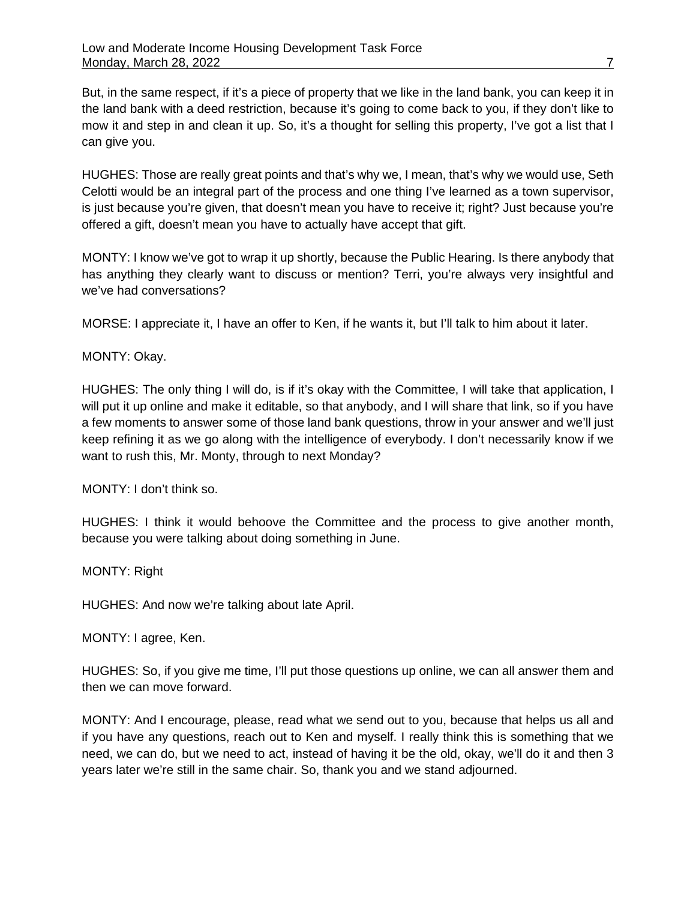But, in the same respect, if it's a piece of property that we like in the land bank, you can keep it in the land bank with a deed restriction, because it's going to come back to you, if they don't like to mow it and step in and clean it up. So, it's a thought for selling this property, I've got a list that I can give you.

HUGHES: Those are really great points and that's why we, I mean, that's why we would use, Seth Celotti would be an integral part of the process and one thing I've learned as a town supervisor, is just because you're given, that doesn't mean you have to receive it; right? Just because you're offered a gift, doesn't mean you have to actually have accept that gift.

MONTY: I know we've got to wrap it up shortly, because the Public Hearing. Is there anybody that has anything they clearly want to discuss or mention? Terri, you're always very insightful and we've had conversations?

MORSE: I appreciate it, I have an offer to Ken, if he wants it, but I'll talk to him about it later.

MONTY: Okay.

HUGHES: The only thing I will do, is if it's okay with the Committee, I will take that application, I will put it up online and make it editable, so that anybody, and I will share that link, so if you have a few moments to answer some of those land bank questions, throw in your answer and we'll just keep refining it as we go along with the intelligence of everybody. I don't necessarily know if we want to rush this, Mr. Monty, through to next Monday?

MONTY: I don't think so.

HUGHES: I think it would behoove the Committee and the process to give another month, because you were talking about doing something in June.

MONTY: Right

HUGHES: And now we're talking about late April.

MONTY: I agree, Ken.

HUGHES: So, if you give me time, I'll put those questions up online, we can all answer them and then we can move forward.

MONTY: And I encourage, please, read what we send out to you, because that helps us all and if you have any questions, reach out to Ken and myself. I really think this is something that we need, we can do, but we need to act, instead of having it be the old, okay, we'll do it and then 3 years later we're still in the same chair. So, thank you and we stand adjourned.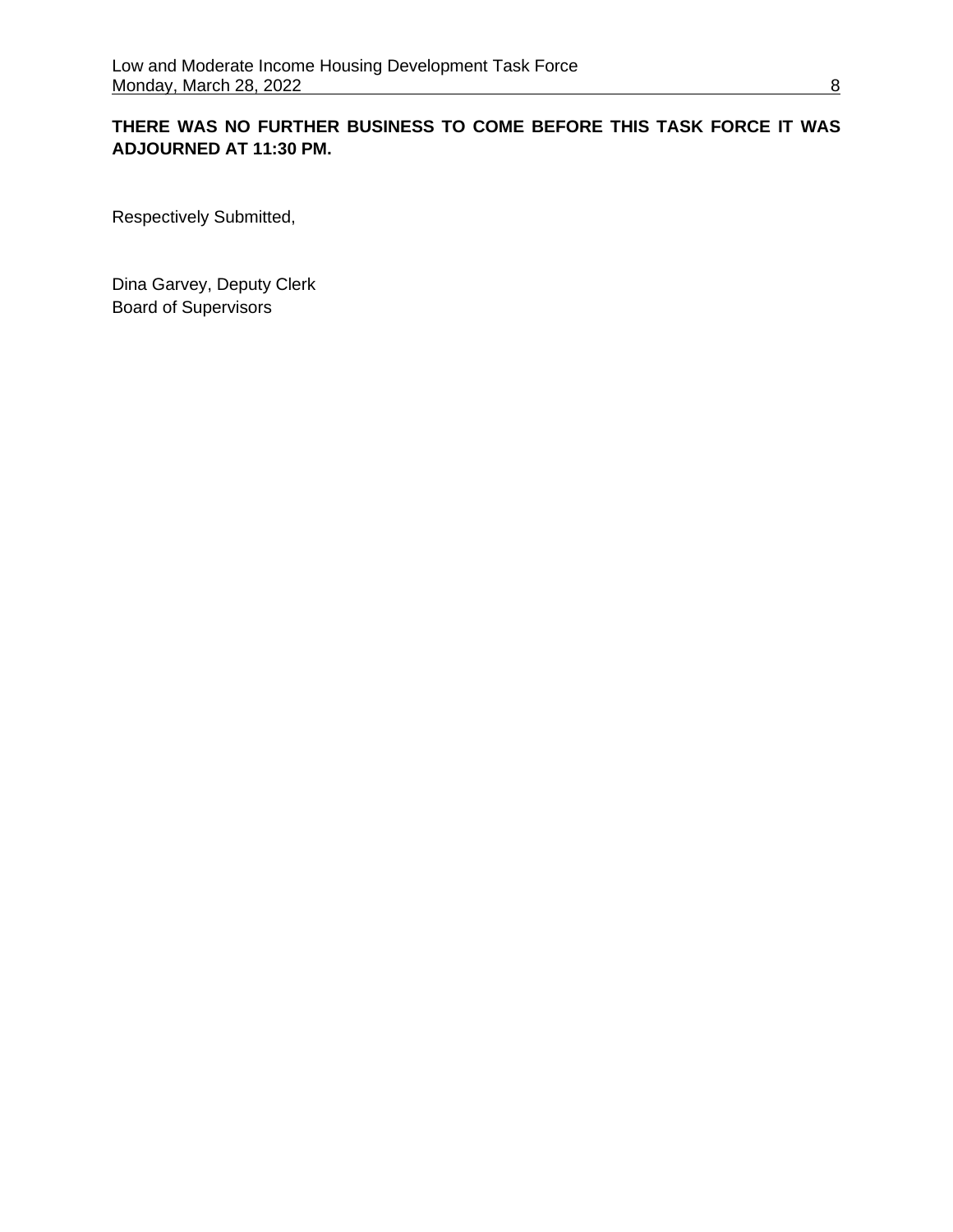**THERE WAS NO FURTHER BUSINESS TO COME BEFORE THIS TASK FORCE IT WAS ADJOURNED AT 11:30 PM.**

Respectively Submitted,

Dina Garvey, Deputy Clerk
Board of Supervisors